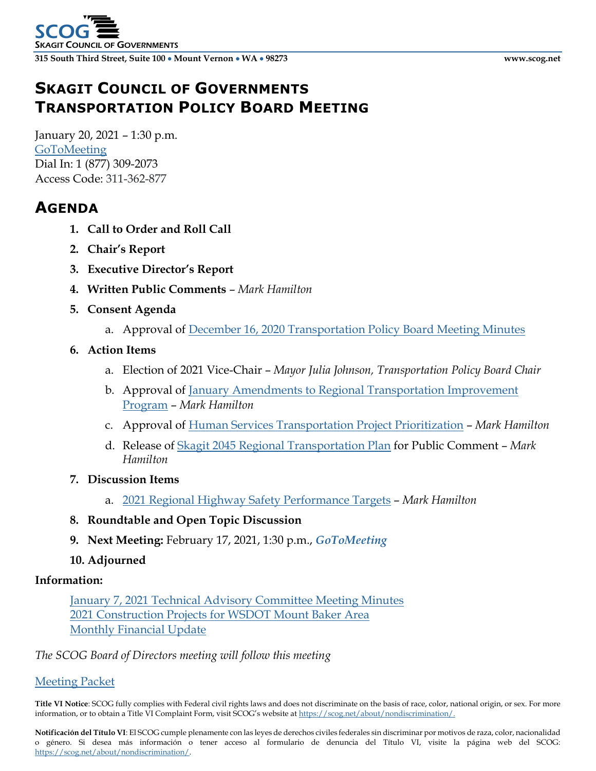SCOG
SKAGIT COUNCIL OF GOVERNMENTS

**315 South Third Street, Suite 100 • Mount Vernon • WA • 98273** **www.scog.net**

# SKAGIT COUNCIL OF GOVERNMENTS TRANSPORTATION POLICY BOARD MEETING

January 20, 2021 – 1:30 p.m.
GoToMeeting
Dial In: 1 (877) 309-2073
Access Code: 311-362-877

## AGENDA

1. **Call to Order and Roll Call**
2. **Chair's Report**
3. **Executive Director's Report**
4. **Written Public Comments** – *Mark Hamilton*
5. **Consent Agenda**
   a. Approval of December 16, 2020 Transportation Policy Board Meeting Minutes
6. **Action Items**
   a. Election of 2021 Vice-Chair – *Mayor Julia Johnson, Transportation Policy Board Chair*
   b. Approval of January Amendments to Regional Transportation Improvement Program – *Mark Hamilton*
   c. Approval of Human Services Transportation Project Prioritization – *Mark Hamilton*
   d. Release of Skagit 2045 Regional Transportation Plan for Public Comment – *Mark Hamilton*
7. **Discussion Items**
   a. 2021 Regional Highway Safety Performance Targets – *Mark Hamilton*
8. **Roundtable and Open Topic Discussion**
9. **Next Meeting:** February 17, 2021, 1:30 p.m., ***GoToMeeting***
10. **Adjourned**

**Information:**

January 7, 2021 Technical Advisory Committee Meeting Minutes
2021 Construction Projects for WSDOT Mount Baker Area
Monthly Financial Update

*The SCOG Board of Directors meeting will follow this meeting*

Meeting Packet

**Title VI Notice**: SCOG fully complies with Federal civil rights laws and does not discriminate on the basis of race, color, national origin, or sex. For more information, or to obtain a Title VI Complaint Form, visit SCOG's website at https://scog.net/about/nondiscrimination/.

**Notificación del Título VI**: El SCOG cumple plenamente con las leyes de derechos civiles federales sin discriminar por motivos de raza, color, nacionalidad o género. Si desea más información o tener acceso al formulario de denuncia del Título VI, visite la página web del SCOG: https://scog.net/about/nondiscrimination/.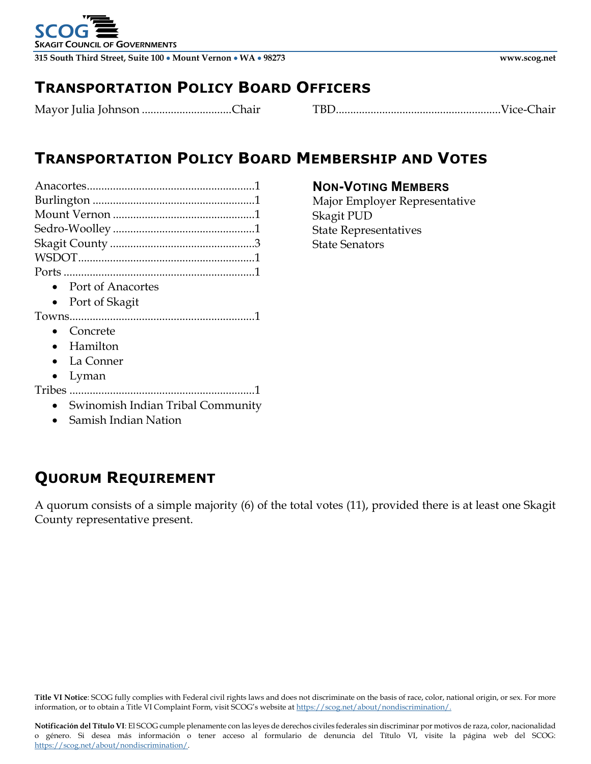## Transportation Policy Board Officers

Mayor Julia Johnson ............................... Chair

TBD ........................................................ Vice-Chair

## Transportation Policy Board Membership and Votes

Anacortes .......................................................... 1
Burlington ......................................................... 1
Mount Vernon ................................................... 1
Sedro-Woolley .................................................. 1
Skagit County ................................................... 3
WSDOT ............................................................. 1
Ports ................................................................... 1

- Port of Anacortes
- Port of Skagit

Towns ................................................................. 1

- Concrete
- Hamilton
- La Conner
- Lyman

Tribes ................................................................. 1

- Swinomish Indian Tribal Community
- Samish Indian Nation

### Non-Voting Members

Major Employer Representative
Skagit PUD
State Representatives
State Senators

## Quorum Requirement

A quorum consists of a simple majority (6) of the total votes (11), provided there is at least one Skagit County representative present.

**Title VI Notice**: SCOG fully complies with Federal civil rights laws and does not discriminate on the basis of race, color, national origin, or sex. For more information, or to obtain a Title VI Complaint Form, visit SCOG's website at https://scog.net/about/nondiscrimination/.

**Notificación del Título VI**: El SCOG cumple plenamente con las leyes de derechos civiles federales sin discriminar por motivos de raza, color, nacionalidad o género. Si desea más información o tener acceso al formulario de denuncia del Título VI, visite la página web del SCOG: https://scog.net/about/nondiscrimination/.